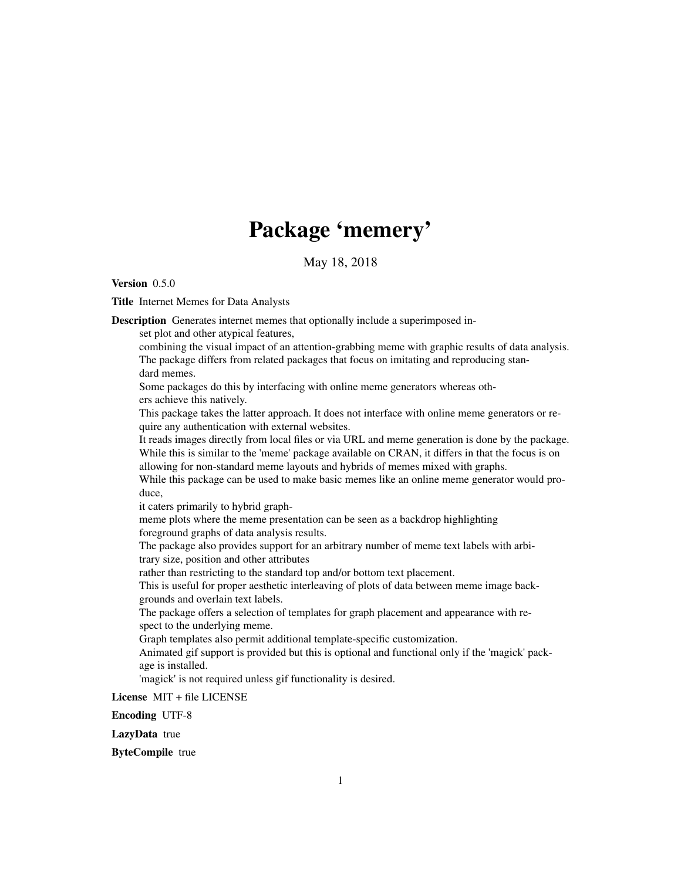# Package 'memery'

May 18, 2018

**Version** 0.5.0

**Title** Internet Memes for Data Analysts

**Description** Generates internet memes that optionally include a superimposed inset plot and other atypical features,
combining the visual impact of an attention-grabbing meme with graphic results of data analysis.
The package differs from related packages that focus on imitating and reproducing standard memes.
Some packages do this by interfacing with online meme generators whereas others achieve this natively.
This package takes the latter approach. It does not interface with online meme generators or require any authentication with external websites.
It reads images directly from local files or via URL and meme generation is done by the package.
While this is similar to the 'meme' package available on CRAN, it differs in that the focus is on allowing for non-standard meme layouts and hybrids of memes mixed with graphs.
While this package can be used to make basic memes like an online meme generator would produce,
it caters primarily to hybrid graph-meme plots where the meme presentation can be seen as a backdrop highlighting foreground graphs of data analysis results.
The package also provides support for an arbitrary number of meme text labels with arbitrary size, position and other attributes
rather than restricting to the standard top and/or bottom text placement.
This is useful for proper aesthetic interleaving of plots of data between meme image backgrounds and overlain text labels.
The package offers a selection of templates for graph placement and appearance with respect to the underlying meme.
Graph templates also permit additional template-specific customization.
Animated gif support is provided but this is optional and functional only if the 'magick' package is installed.
'magick' is not required unless gif functionality is desired.

**License** MIT + file LICENSE

**Encoding** UTF-8

**LazyData** true

**ByteCompile** true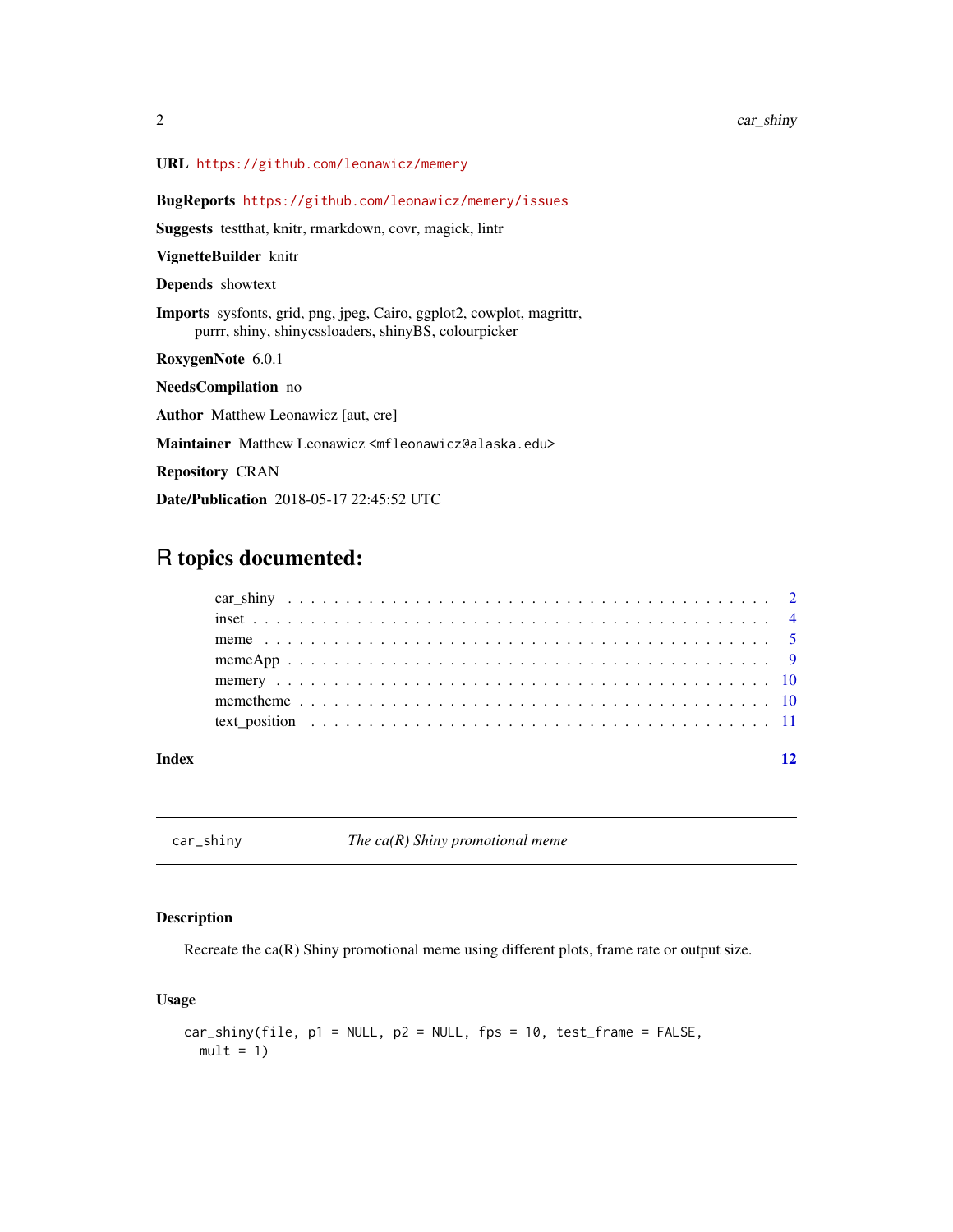**URL** https://github.com/leonawicz/memery

**BugReports** https://github.com/leonawicz/memery/issues

**Suggests** testthat, knitr, rmarkdown, covr, magick, lintr

**VignetteBuilder** knitr

**Depends** showtext

**Imports** sysfonts, grid, png, jpeg, Cairo, ggplot2, cowplot, magrittr, purrr, shiny, shinycssloaders, shinyBS, colourpicker

**RoxygenNote** 6.0.1

**NeedsCompilation** no

**Author** Matthew Leonawicz [aut, cre]

**Maintainer** Matthew Leonawicz <mfleonawicz@alaska.edu>

**Repository** CRAN

**Date/Publication** 2018-05-17 22:45:52 UTC

# R topics documented:

| | |
|---|---|
| car_shiny | 2 |
| inset | 4 |
| meme | 5 |
| memeApp | 9 |
| memery | 10 |
| memetheme | 10 |
| text_position | 11 |
| **Index** | **12** |

---

## car_shiny — *The ca(R) Shiny promotional meme*

### Description

Recreate the ca(R) Shiny promotional meme using different plots, frame rate or output size.

### Usage

```
car_shiny(file, p1 = NULL, p2 = NULL, fps = 10, test_frame = FALSE,
  mult = 1)
```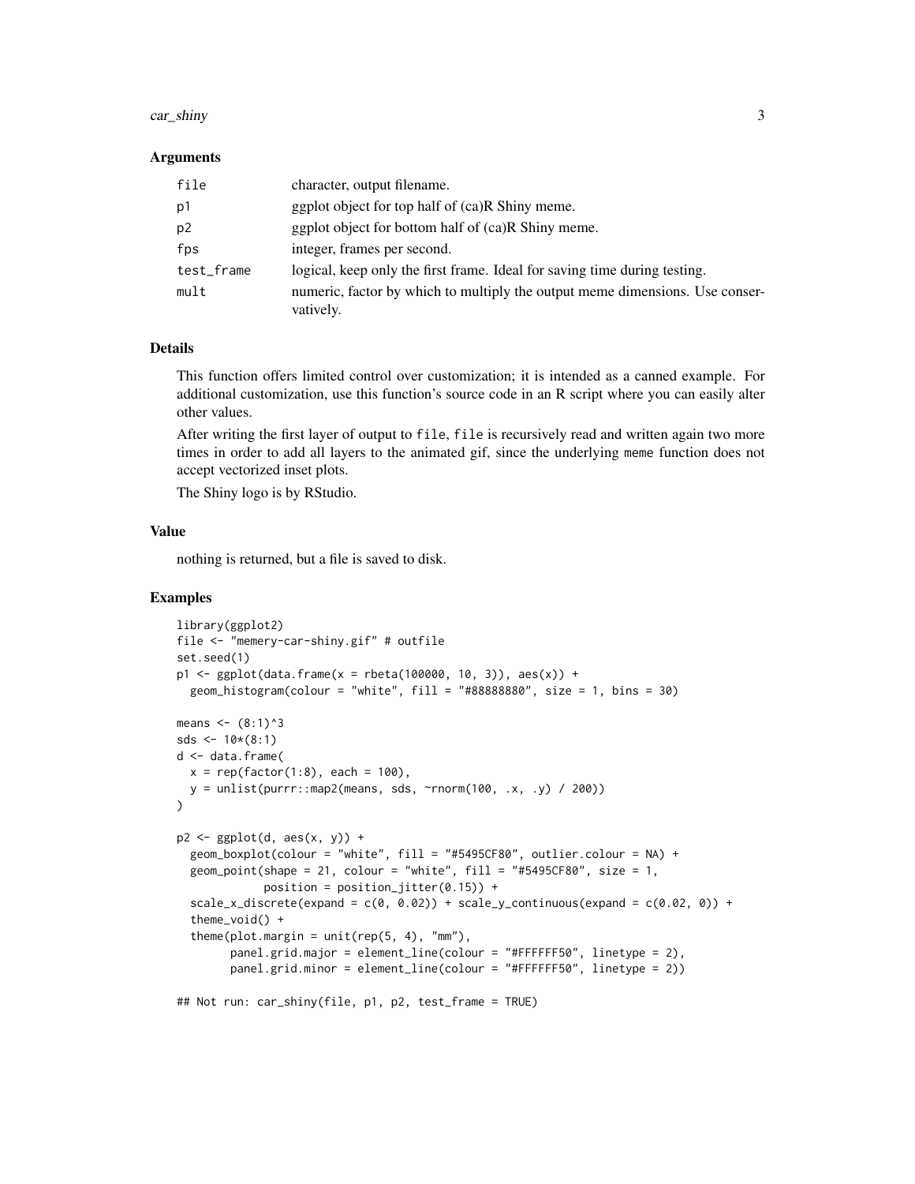### Arguments

| | |
|---|---|
| `file` | character, output filename. |
| `p1` | ggplot object for top half of (ca)R Shiny meme. |
| `p2` | ggplot object for bottom half of (ca)R Shiny meme. |
| `fps` | integer, frames per second. |
| `test_frame` | logical, keep only the first frame. Ideal for saving time during testing. |
| `mult` | numeric, factor by which to multiply the output meme dimensions. Use conservatively. |

### Details

This function offers limited control over customization; it is intended as a canned example. For additional customization, use this function's source code in an R script where you can easily alter other values.

After writing the first layer of output to `file`, `file` is recursively read and written again two more times in order to add all layers to the animated gif, since the underlying `meme` function does not accept vectorized inset plots.

The Shiny logo is by RStudio.

### Value

nothing is returned, but a file is saved to disk.

### Examples

```
library(ggplot2)
file <- "memery-car-shiny.gif" # outfile
set.seed(1)
p1 <- ggplot(data.frame(x = rbeta(100000, 10, 3)), aes(x)) +
  geom_histogram(colour = "white", fill = "#88888880", size = 1, bins = 30)

means <- (8:1)^3
sds <- 10*(8:1)
d <- data.frame(
  x = rep(factor(1:8), each = 100),
  y = unlist(purrr::map2(means, sds, ~rnorm(100, .x, .y) / 200))
)

p2 <- ggplot(d, aes(x, y)) +
  geom_boxplot(colour = "white", fill = "#5495CF80", outlier.colour = NA) +
  geom_point(shape = 21, colour = "white", fill = "#5495CF80", size = 1,
             position = position_jitter(0.15)) +
  scale_x_discrete(expand = c(0, 0.02)) + scale_y_continuous(expand = c(0.02, 0)) +
  theme_void() +
  theme(plot.margin = unit(rep(5, 4), "mm"),
        panel.grid.major = element_line(colour = "#FFFFFF50", linetype = 2),
        panel.grid.minor = element_line(colour = "#FFFFFF50", linetype = 2))

## Not run: car_shiny(file, p1, p2, test_frame = TRUE)
```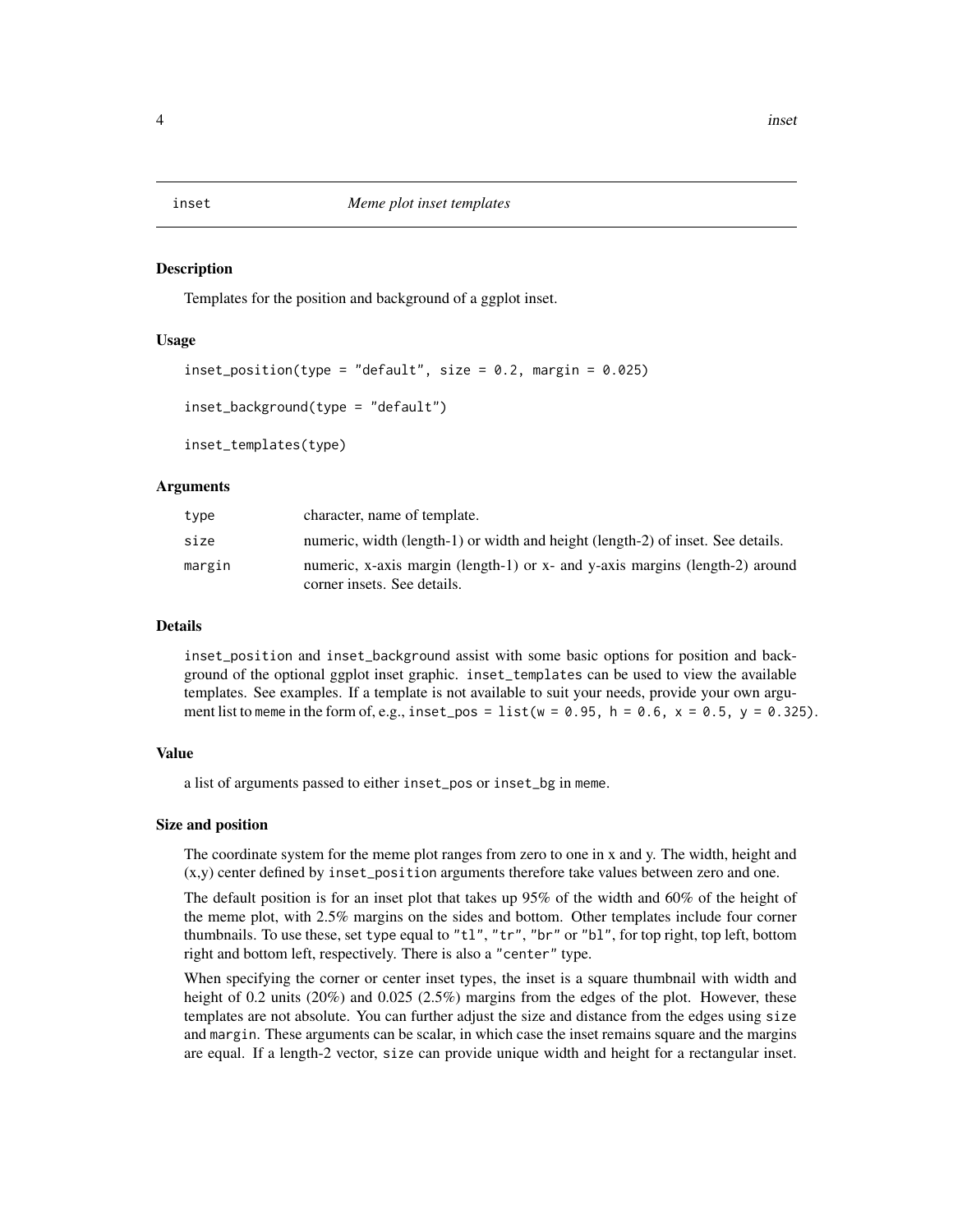# inset — *Meme plot inset templates*

## Description

Templates for the position and background of a ggplot inset.

## Usage

```
inset_position(type = "default", size = 0.2, margin = 0.025)

inset_background(type = "default")

inset_templates(type)
```

## Arguments

| | |
|---|---|
| type | character, name of template. |
| size | numeric, width (length-1) or width and height (length-2) of inset. See details. |
| margin | numeric, x-axis margin (length-1) or x- and y-axis margins (length-2) around corner insets. See details. |

## Details

`inset_position` and `inset_background` assist with some basic options for position and background of the optional ggplot inset graphic. `inset_templates` can be used to view the available templates. See examples. If a template is not available to suit your needs, provide your own argument list to `meme` in the form of, e.g., `inset_pos = list(w = 0.95, h = 0.6, x = 0.5, y = 0.325)`.

## Value

a list of arguments passed to either `inset_pos` or `inset_bg` in `meme`.

## Size and position

The coordinate system for the meme plot ranges from zero to one in x and y. The width, height and (x,y) center defined by `inset_position` arguments therefore take values between zero and one.

The default position is for an inset plot that takes up 95% of the width and 60% of the height of the meme plot, with 2.5% margins on the sides and bottom. Other templates include four corner thumbnails. To use these, set `type` equal to `"tl"`, `"tr"`, `"br"` or `"bl"`, for top right, top left, bottom right and bottom left, respectively. There is also a `"center"` type.

When specifying the corner or center inset types, the inset is a square thumbnail with width and height of 0.2 units (20%) and 0.025 (2.5%) margins from the edges of the plot. However, these templates are not absolute. You can further adjust the size and distance from the edges using `size` and `margin`. These arguments can be scalar, in which case the inset remains square and the margins are equal. If a length-2 vector, `size` can provide unique width and height for a rectangular inset.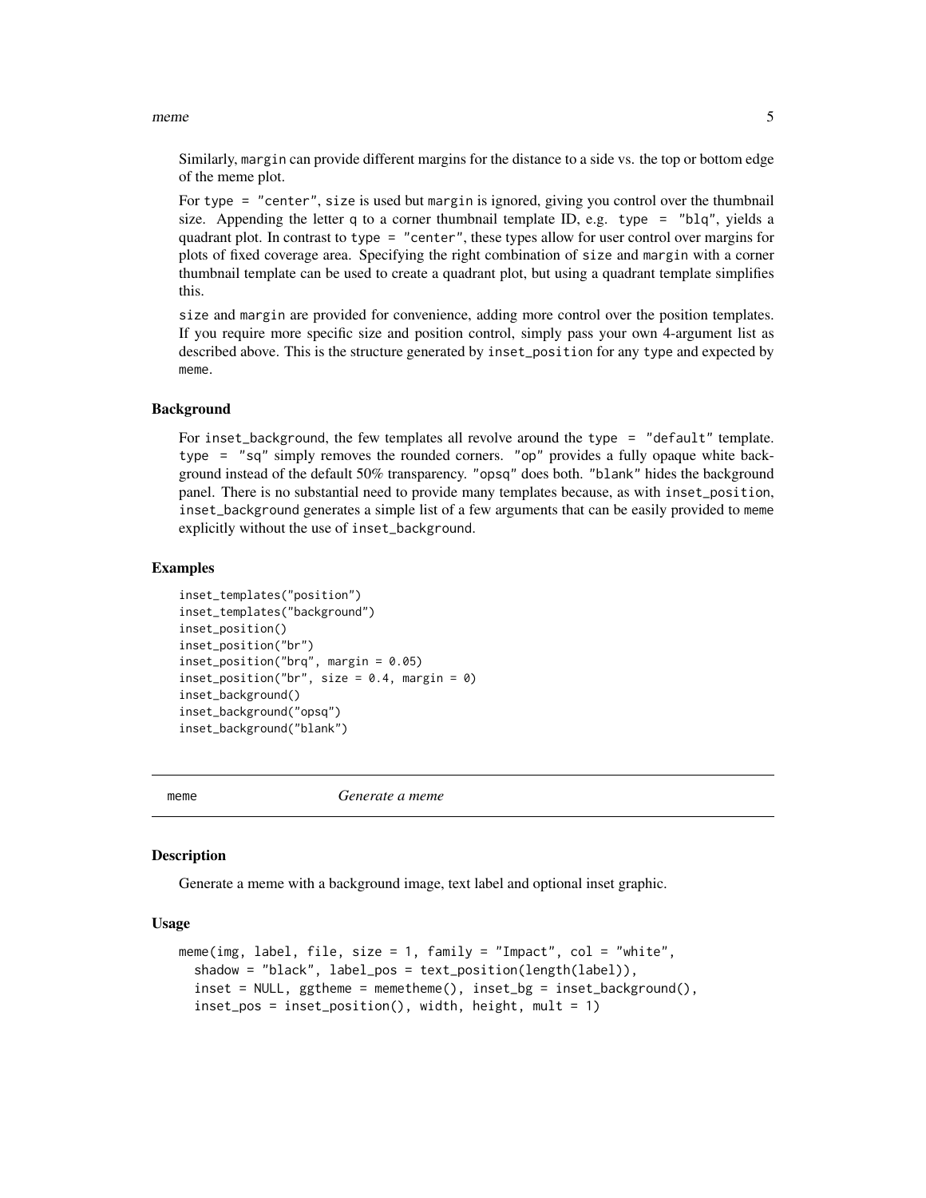Similarly, `margin` can provide different margins for the distance to a side vs. the top or bottom edge of the meme plot.

For `type = "center"`, `size` is used but `margin` is ignored, giving you control over the thumbnail size. Appending the letter `q` to a corner thumbnail template ID, e.g. `type = "blq"`, yields a quadrant plot. In contrast to `type = "center"`, these types allow for user control over margins for plots of fixed coverage area. Specifying the right combination of `size` and `margin` with a corner thumbnail template can be used to create a quadrant plot, but using a quadrant template simplifies this.

`size` and `margin` are provided for convenience, adding more control over the position templates. If you require more specific size and position control, simply pass your own 4-argument list as described above. This is the structure generated by `inset_position` for any `type` and expected by `meme`.

### Background

For `inset_background`, the few templates all revolve around the `type = "default"` template. `type = "sq"` simply removes the rounded corners. `"op"` provides a fully opaque white background instead of the default 50% transparency. `"opsq"` does both. `"blank"` hides the background panel. There is no substantial need to provide many templates because, as with `inset_position`, `inset_background` generates a simple list of a few arguments that can be easily provided to `meme` explicitly without the use of `inset_background`.

### Examples

```
inset_templates("position")
inset_templates("background")
inset_position()
inset_position("br")
inset_position("brq", margin = 0.05)
inset_position("br", size = 0.4, margin = 0)
inset_background()
inset_background("opsq")
inset_background("blank")
```

---

## meme — *Generate a meme*

### Description

Generate a meme with a background image, text label and optional inset graphic.

### Usage

```
meme(img, label, file, size = 1, family = "Impact", col = "white",
  shadow = "black", label_pos = text_position(length(label)),
  inset = NULL, ggtheme = memetheme(), inset_bg = inset_background(),
  inset_pos = inset_position(), width, height, mult = 1)
```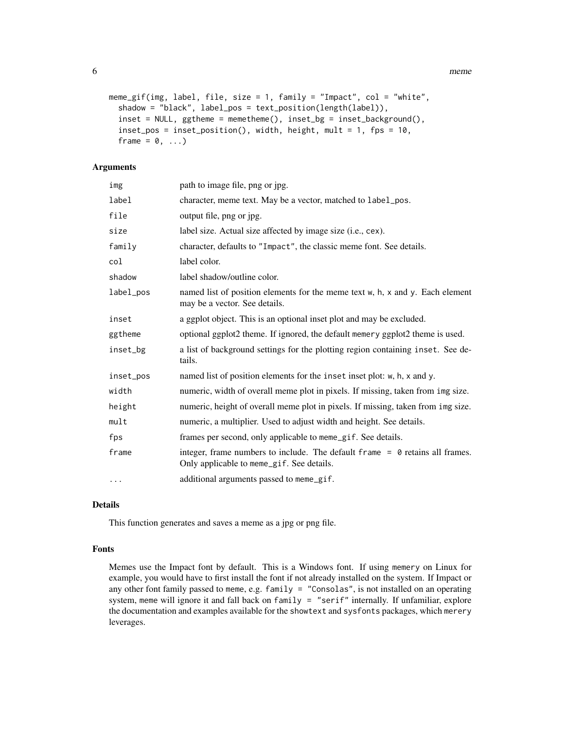```
meme_gif(img, label, file, size = 1, family = "Impact", col = "white",
  shadow = "black", label_pos = text_position(length(label)),
  inset = NULL, ggtheme = memetheme(), inset_bg = inset_background(),
  inset_pos = inset_position(), width, height, mult = 1, fps = 10,
  frame = 0, ...)
```

### Arguments

| | |
|---|---|
| img | path to image file, png or jpg. |
| label | character, meme text. May be a vector, matched to label_pos. |
| file | output file, png or jpg. |
| size | label size. Actual size affected by image size (i.e., cex). |
| family | character, defaults to "Impact", the classic meme font. See details. |
| col | label color. |
| shadow | label shadow/outline color. |
| label_pos | named list of position elements for the meme text w, h, x and y. Each element may be a vector. See details. |
| inset | a ggplot object. This is an optional inset plot and may be excluded. |
| ggtheme | optional ggplot2 theme. If ignored, the default memery ggplot2 theme is used. |
| inset_bg | a list of background settings for the plotting region containing inset. See details. |
| inset_pos | named list of position elements for the inset inset plot: w, h, x and y. |
| width | numeric, width of overall meme plot in pixels. If missing, taken from img size. |
| height | numeric, height of overall meme plot in pixels. If missing, taken from img size. |
| mult | numeric, a multiplier. Used to adjust width and height. See details. |
| fps | frames per second, only applicable to meme_gif. See details. |
| frame | integer, frame numbers to include. The default frame = 0 retains all frames. Only applicable to meme_gif. See details. |
| ... | additional arguments passed to meme_gif. |

### Details

This function generates and saves a meme as a jpg or png file.

### Fonts

Memes use the Impact font by default. This is a Windows font. If using memery on Linux for example, you would have to first install the font if not already installed on the system. If Impact or any other font family passed to meme, e.g. family = "Consolas", is not installed on an operating system, meme will ignore it and fall back on family = "serif" internally. If unfamiliar, explore the documentation and examples available for the showtext and sysfonts packages, which merery leverages.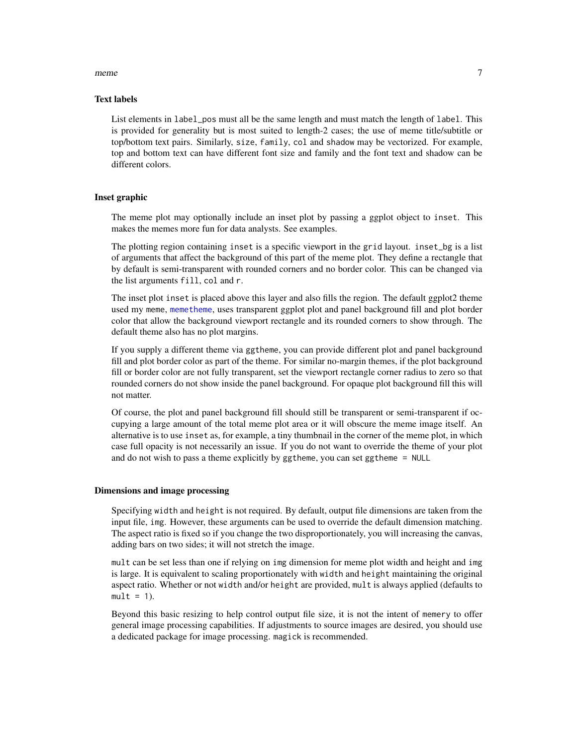### Text labels

List elements in `label_pos` must all be the same length and must match the length of `label`. This is provided for generality but is most suited to length-2 cases; the use of meme title/subtitle or top/bottom text pairs. Similarly, `size`, `family`, `col` and `shadow` may be vectorized. For example, top and bottom text can have different font size and family and the font text and shadow can be different colors.

### Inset graphic

The meme plot may optionally include an inset plot by passing a ggplot object to `inset`. This makes the memes more fun for data analysts. See examples.

The plotting region containing `inset` is a specific viewport in the `grid` layout. `inset_bg` is a list of arguments that affect the background of this part of the meme plot. They define a rectangle that by default is semi-transparent with rounded corners and no border color. This can be changed via the list arguments `fill`, `col` and `r`.

The inset plot `inset` is placed above this layer and also fills the region. The default ggplot2 theme used my `meme`, `memetheme`, uses transparent ggplot plot and panel background fill and plot border color that allow the background viewport rectangle and its rounded corners to show through. The default theme also has no plot margins.

If you supply a different theme via `ggtheme`, you can provide different plot and panel background fill and plot border color as part of the theme. For similar no-margin themes, if the plot background fill or border color are not fully transparent, set the viewport rectangle corner radius to zero so that rounded corners do not show inside the panel background. For opaque plot background fill this will not matter.

Of course, the plot and panel background fill should still be transparent or semi-transparent if occupying a large amount of the total meme plot area or it will obscure the meme image itself. An alternative is to use `inset` as, for example, a tiny thumbnail in the corner of the meme plot, in which case full opacity is not necessarily an issue. If you do not want to override the theme of your plot and do not wish to pass a theme explicitly by `ggtheme`, you can set `ggtheme = NULL`

### Dimensions and image processing

Specifying `width` and `height` is not required. By default, output file dimensions are taken from the input file, `img`. However, these arguments can be used to override the default dimension matching. The aspect ratio is fixed so if you change the two disproportionately, you will increasing the canvas, adding bars on two sides; it will not stretch the image.

`mult` can be set less than one if relying on `img` dimension for meme plot width and height and `img` is large. It is equivalent to scaling proportionately with `width` and `height` maintaining the original aspect ratio. Whether or not `width` and/or `height` are provided, `mult` is always applied (defaults to `mult = 1`).

Beyond this basic resizing to help control output file size, it is not the intent of `memery` to offer general image processing capabilities. If adjustments to source images are desired, you should use a dedicated package for image processing. `magick` is recommended.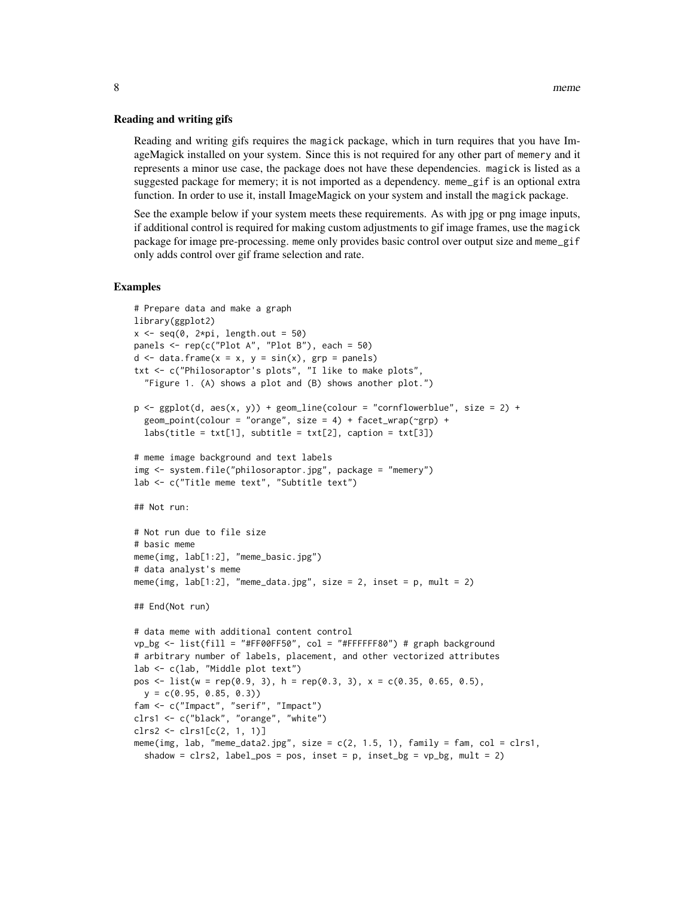### Reading and writing gifs

Reading and writing gifs requires the magick package, which in turn requires that you have ImageMagick installed on your system. Since this is not required for any other part of memery and it represents a minor use case, the package does not have these dependencies. magick is listed as a suggested package for memery; it is not imported as a dependency. meme_gif is an optional extra function. In order to use it, install ImageMagick on your system and install the magick package.

See the example below if your system meets these requirements. As with jpg or png image inputs, if additional control is required for making custom adjustments to gif image frames, use the magick package for image pre-processing. meme only provides basic control over output size and meme_gif only adds control over gif frame selection and rate.

## Examples

```
# Prepare data and make a graph
library(ggplot2)
x <- seq(0, 2*pi, length.out = 50)
panels <- rep(c("Plot A", "Plot B"), each = 50)
d <- data.frame(x = x, y = sin(x), grp = panels)
txt <- c("Philosoraptor's plots", "I like to make plots",
  "Figure 1. (A) shows a plot and (B) shows another plot.")

p <- ggplot(d, aes(x, y)) + geom_line(colour = "cornflowerblue", size = 2) +
  geom_point(colour = "orange", size = 4) + facet_wrap(~grp) +
  labs(title = txt[1], subtitle = txt[2], caption = txt[3])

# meme image background and text labels
img <- system.file("philosoraptor.jpg", package = "memery")
lab <- c("Title meme text", "Subtitle text")

## Not run:

# Not run due to file size
# basic meme
meme(img, lab[1:2], "meme_basic.jpg")
# data analyst's meme
meme(img, lab[1:2], "meme_data.jpg", size = 2, inset = p, mult = 2)

## End(Not run)

# data meme with additional content control
vp_bg <- list(fill = "#FF00FF50", col = "#FFFFFF80") # graph background
# arbitrary number of labels, placement, and other vectorized attributes
lab <- c(lab, "Middle plot text")
pos <- list(w = rep(0.9, 3), h = rep(0.3, 3), x = c(0.35, 0.65, 0.5),
  y = c(0.95, 0.85, 0.3))
fam <- c("Impact", "serif", "Impact")
clrs1 <- c("black", "orange", "white")
clrs2 <- clrs1[c(2, 1, 1)]
meme(img, lab, "meme_data2.jpg", size = c(2, 1.5, 1), family = fam, col = clrs1,
  shadow = clrs2, label_pos = pos, inset = p, inset_bg = vp_bg, mult = 2)
```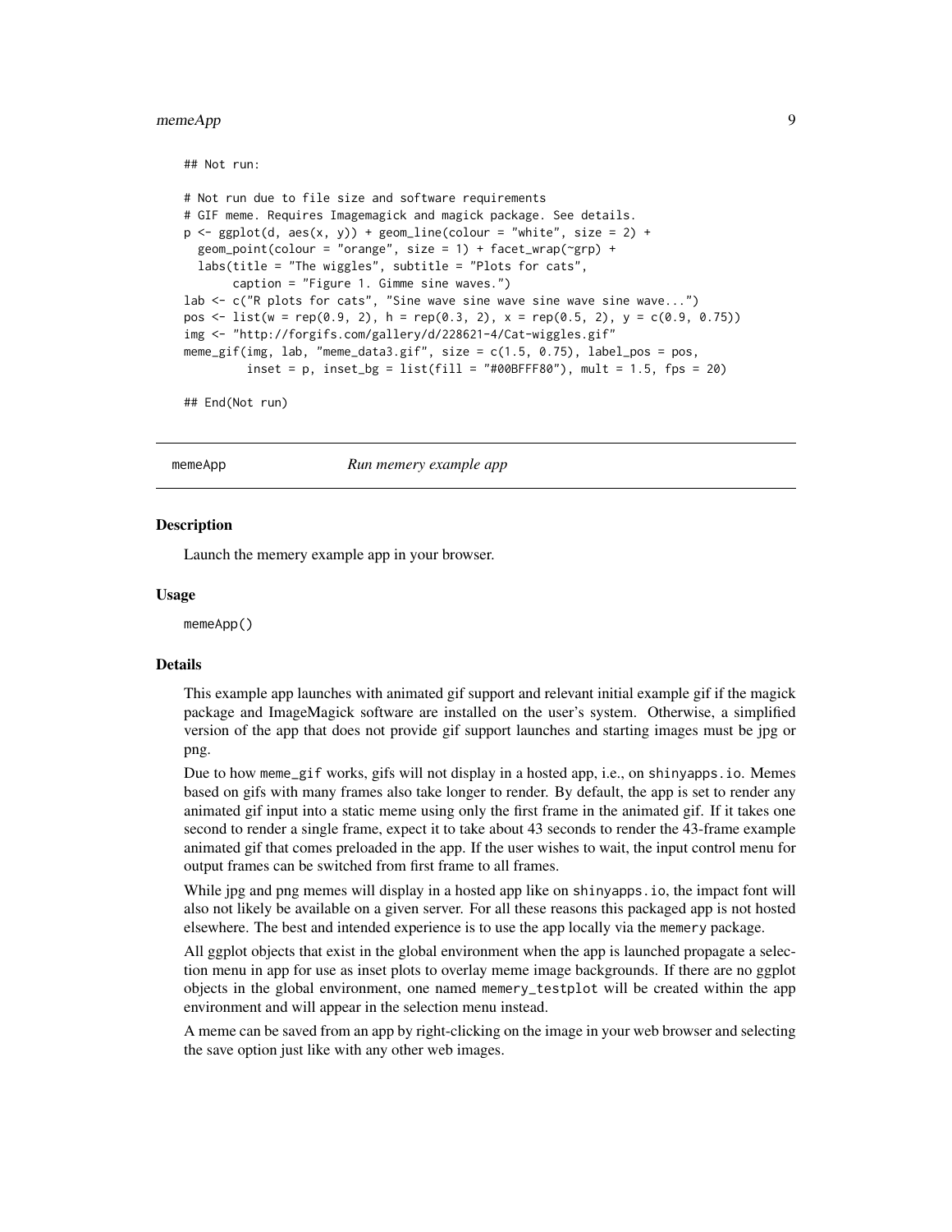```
## Not run:

# Not run due to file size and software requirements
# GIF meme. Requires Imagemagick and magick package. See details.
p <- ggplot(d, aes(x, y)) + geom_line(colour = "white", size = 2) +
  geom_point(colour = "orange", size = 1) + facet_wrap(~grp) +
  labs(title = "The wiggles", subtitle = "Plots for cats",
       caption = "Figure 1. Gimme sine waves.")
lab <- c("R plots for cats", "Sine wave sine wave sine wave sine wave...")
pos <- list(w = rep(0.9, 2), h = rep(0.3, 2), x = rep(0.5, 2), y = c(0.9, 0.75))
img <- "http://forgifs.com/gallery/d/228621-4/Cat-wiggles.gif"
meme_gif(img, lab, "meme_data3.gif", size = c(1.5, 0.75), label_pos = pos,
         inset = p, inset_bg = list(fill = "#00BFFF80"), mult = 1.5, fps = 20)

## End(Not run)
```

## memeApp — *Run memery example app*

### Description

Launch the memery example app in your browser.

### Usage

```
memeApp()
```

### Details

This example app launches with animated gif support and relevant initial example gif if the magick package and ImageMagick software are installed on the user's system. Otherwise, a simplified version of the app that does not provide gif support launches and starting images must be jpg or png.

Due to how `meme_gif` works, gifs will not display in a hosted app, i.e., on `shinyapps.io`. Memes based on gifs with many frames also take longer to render. By default, the app is set to render any animated gif input into a static meme using only the first frame in the animated gif. If it takes one second to render a single frame, expect it to take about 43 seconds to render the 43-frame example animated gif that comes preloaded in the app. If the user wishes to wait, the input control menu for output frames can be switched from first frame to all frames.

While jpg and png memes will display in a hosted app like on `shinyapps.io`, the impact font will also not likely be available on a given server. For all these reasons this packaged app is not hosted elsewhere. The best and intended experience is to use the app locally via the `memery` package.

All ggplot objects that exist in the global environment when the app is launched propagate a selection menu in app for use as inset plots to overlay meme image backgrounds. If there are no ggplot objects in the global environment, one named `memery_testplot` will be created within the app environment and will appear in the selection menu instead.

A meme can be saved from an app by right-clicking on the image in your web browser and selecting the save option just like with any other web images.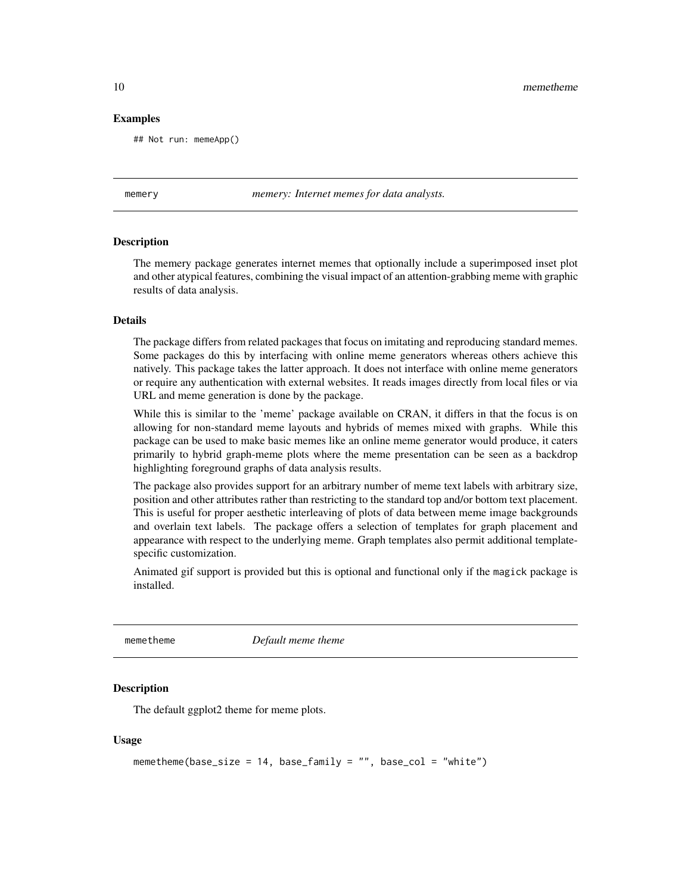### Examples

```
## Not run: memeApp()
```

---

## memery — *memery: Internet memes for data analysts.*

### Description

The memery package generates internet memes that optionally include a superimposed inset plot and other atypical features, combining the visual impact of an attention-grabbing meme with graphic results of data analysis.

### Details

The package differs from related packages that focus on imitating and reproducing standard memes. Some packages do this by interfacing with online meme generators whereas others achieve this natively. This package takes the latter approach. It does not interface with online meme generators or require any authentication with external websites. It reads images directly from local files or via URL and meme generation is done by the package.

While this is similar to the 'meme' package available on CRAN, it differs in that the focus is on allowing for non-standard meme layouts and hybrids of memes mixed with graphs. While this package can be used to make basic memes like an online meme generator would produce, it caters primarily to hybrid graph-meme plots where the meme presentation can be seen as a backdrop highlighting foreground graphs of data analysis results.

The package also provides support for an arbitrary number of meme text labels with arbitrary size, position and other attributes rather than restricting to the standard top and/or bottom text placement. This is useful for proper aesthetic interleaving of plots of data between meme image backgrounds and overlain text labels. The package offers a selection of templates for graph placement and appearance with respect to the underlying meme. Graph templates also permit additional template-specific customization.

Animated gif support is provided but this is optional and functional only if the `magick` package is installed.

---

## memetheme — *Default meme theme*

### Description

The default ggplot2 theme for meme plots.

### Usage

```
memetheme(base_size = 14, base_family = "", base_col = "white")
```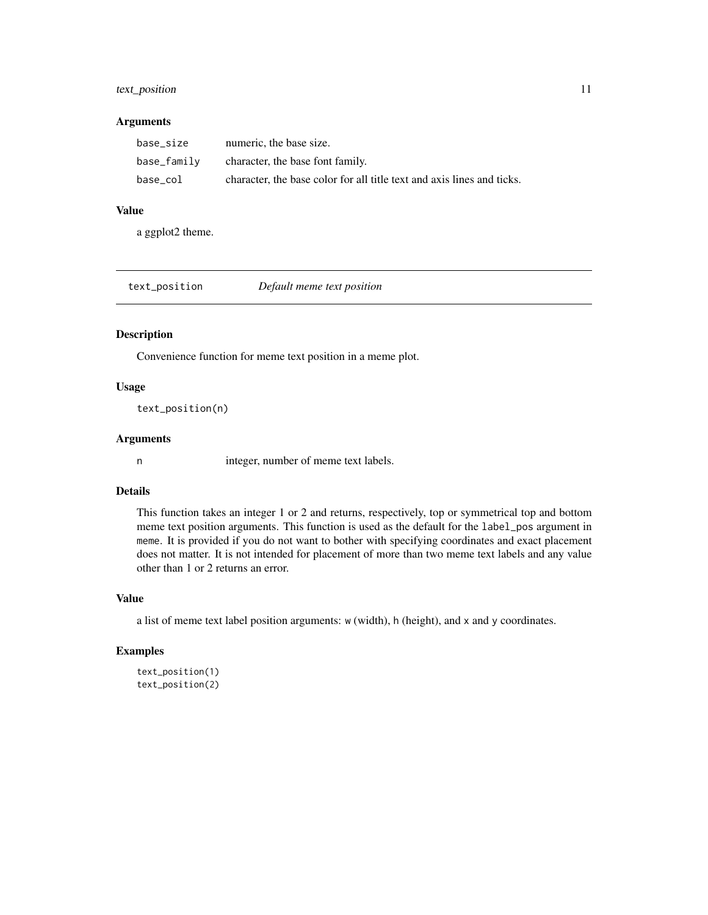### Arguments

| | |
|---|---|
| `base_size` | numeric, the base size. |
| `base_family` | character, the base font family. |
| `base_col` | character, the base color for all title text and axis lines and ticks. |

### Value

a ggplot2 theme.

---

## `text_position` *Default meme text position*

---

### Description

Convenience function for meme text position in a meme plot.

### Usage

```
text_position(n)
```

### Arguments

| | |
|---|---|
| `n` | integer, number of meme text labels. |

### Details

This function takes an integer 1 or 2 and returns, respectively, top or symmetrical top and bottom meme text position arguments. This function is used as the default for the `label_pos` argument in `meme`. It is provided if you do not want to bother with specifying coordinates and exact placement does not matter. It is not intended for placement of more than two meme text labels and any value other than 1 or 2 returns an error.

### Value

a list of meme text label position arguments: `w` (width), `h` (height), and `x` and `y` coordinates.

### Examples

```
text_position(1)
text_position(2)
```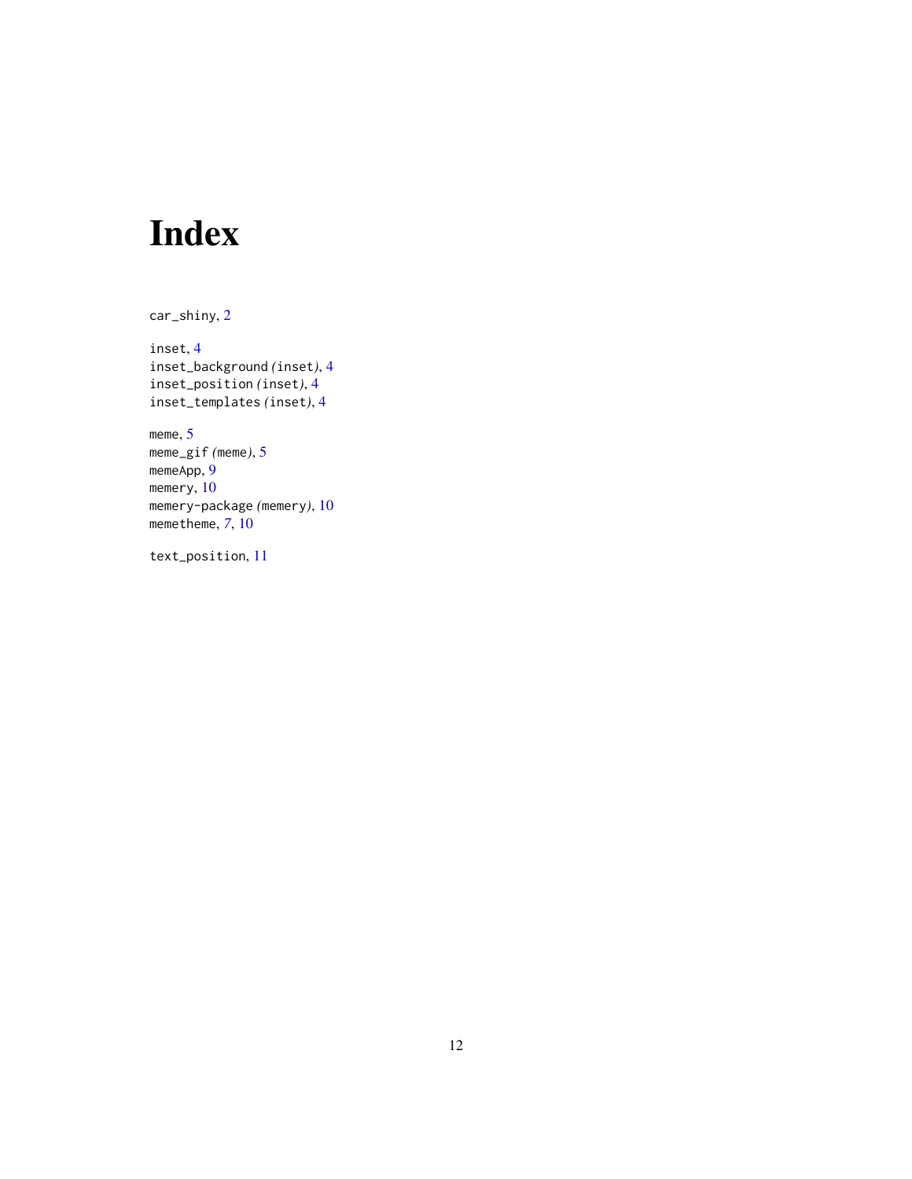# Index

car_shiny, 2

inset, 4
inset_background (inset), 4
inset_position (inset), 4
inset_templates (inset), 4

meme, 5
meme_gif (meme), 5
memeApp, 9
memery, 10
memery-package (memery), 10
memetheme, *7*, 10

text_position, 11